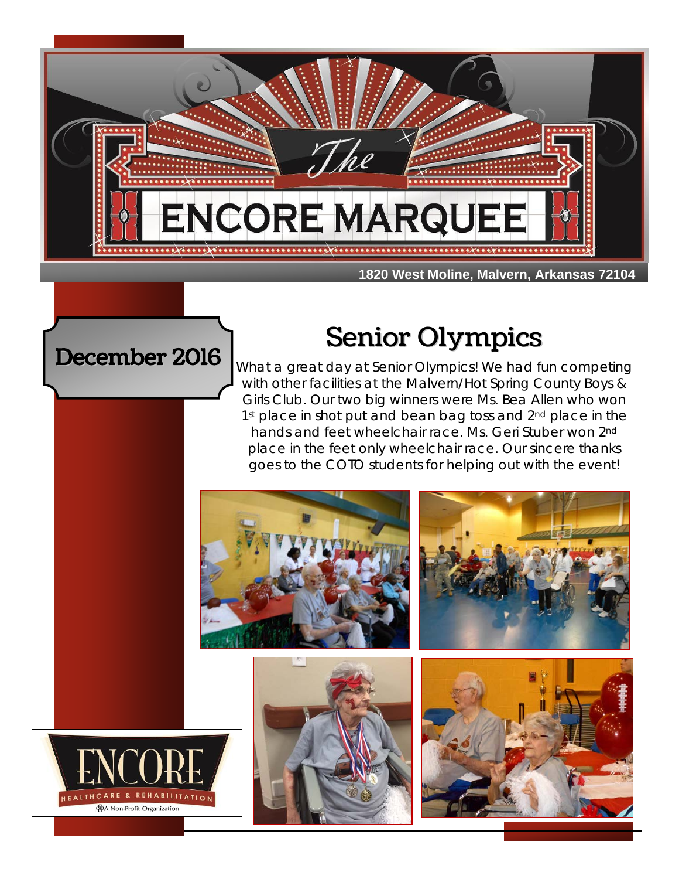# The ENCORE MARQUEE

**1820 West Moline, Malvern, Arkansas 72104**

## December 2016

## Senior Olympics

What a great day at Senior Olympics! We had fun competing with other facilities at the Malvern/Hot Spring County Boys & Girls Club. Our two big winners were Ms. Bea Allen who won 1st place in shot put and bean bag toss and 2nd place in the hands and feet wheelchair race. Ms. Geri Stuber won 2nd place in the feet only wheelchair race. Our sincere thanks goes to the COTO students for helping out with the event!

ENCORE HEALTHCARE & REHABILITATION

A Non-Profit Organization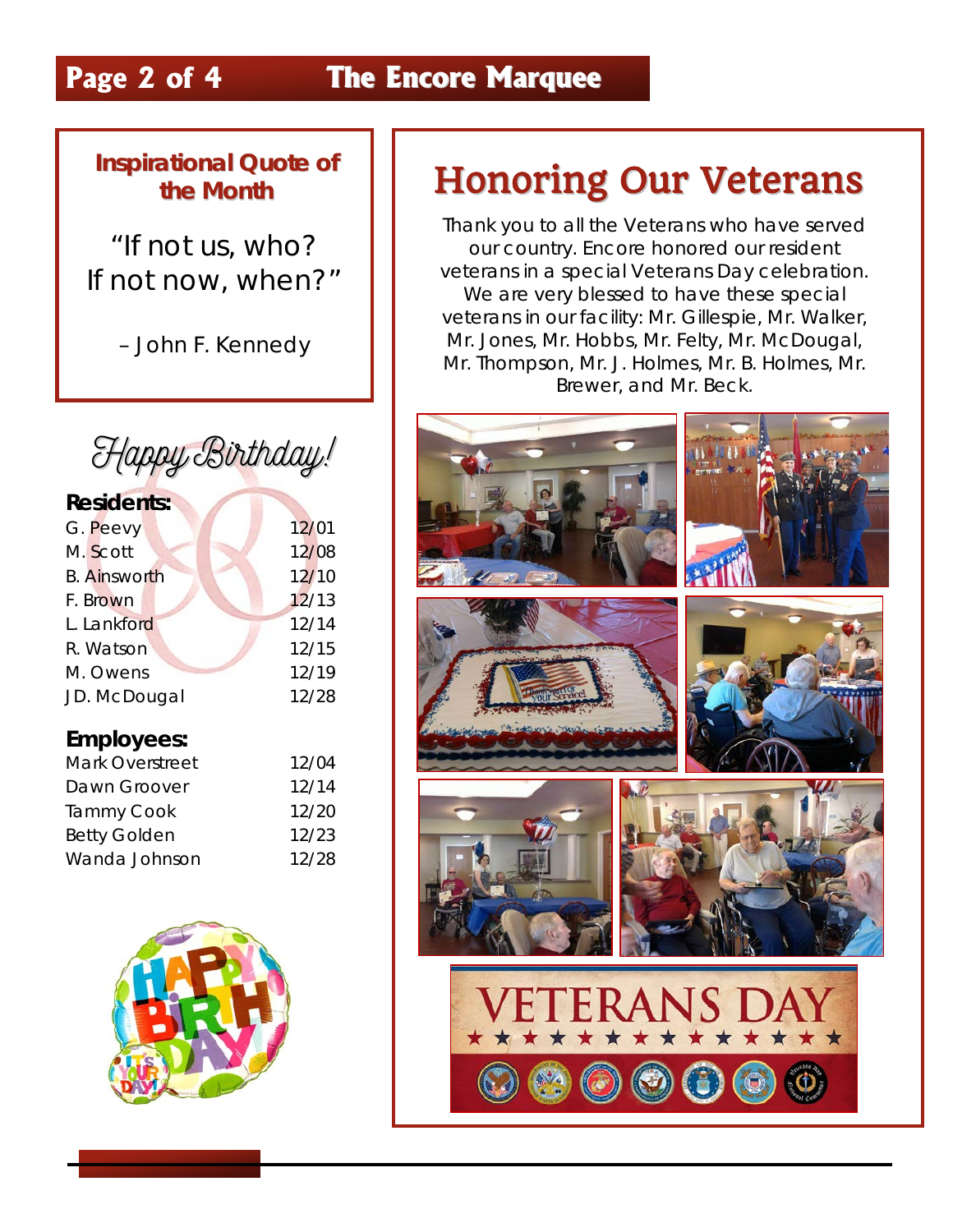## Inspirational Quote of the Month

"If not us, who?
If not now, when?"

– John F. Kennedy

## Happy Birthday!

**Residents:**

| | |
|---|---|
| G. Peevy | 12/01 |
| M. Scott | 12/08 |
| B. Ainsworth | 12/10 |
| F. Brown | 12/13 |
| L. Lankford | 12/14 |
| R. Watson | 12/15 |
| M. Owens | 12/19 |
| JD. McDougal | 12/28 |

**Employees:**

| | |
|---|---|
| Mark Overstreet | 12/04 |
| Dawn Groover | 12/14 |
| Tammy Cook | 12/20 |
| Betty Golden | 12/23 |
| Wanda Johnson | 12/28 |

# Honoring Our Veterans

Thank you to all the Veterans who have served our country. Encore honored our resident veterans in a special Veterans Day celebration. We are very blessed to have these special veterans in our facility: Mr. Gillespie, Mr. Walker, Mr. Jones, Mr. Hobbs, Mr. Felty, Mr. McDougal, Mr. Thompson, Mr. J. Holmes, Mr. B. Holmes, Mr. Brewer, and Mr. Beck.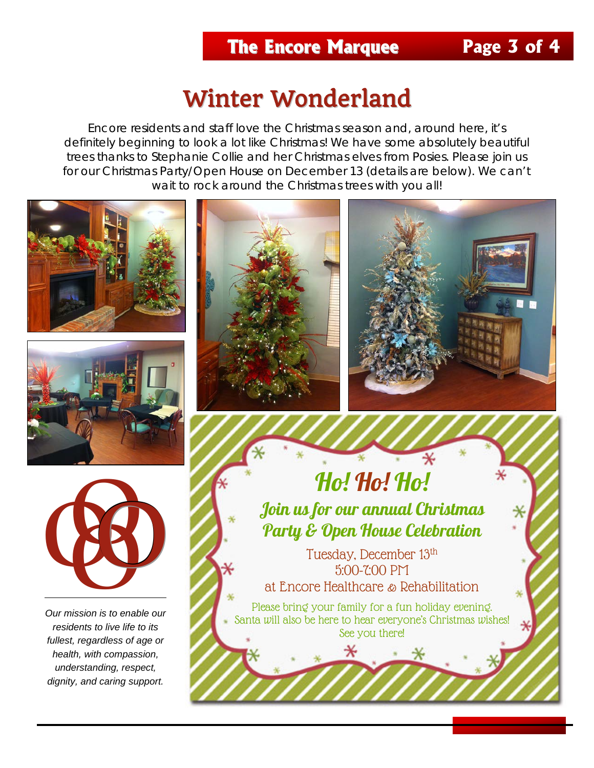# Winter Wonderland

Encore residents and staff love the Christmas season and, around here, it's definitely beginning to look a lot like Christmas! We have some absolutely beautiful trees thanks to Stephanie Collie and her Christmas elves from Posies. Please join us for our Christmas Party/Open House on December 13 (details are below). We can't wait to rock around the Christmas trees with you all!

*Our mission is to enable our residents to live life to its fullest, regardless of age or health, with compassion, understanding, respect, dignity, and caring support.*

## Ho! Ho! Ho!

### Join us for our annual Christmas Party & Open House Celebration

Tuesday, December 13th
5:00-7:00 PM
at Encore Healthcare & Rehabilitation

Please bring your family for a fun holiday evening.
Santa will also be here to hear everyone's Christmas wishes!
See you there!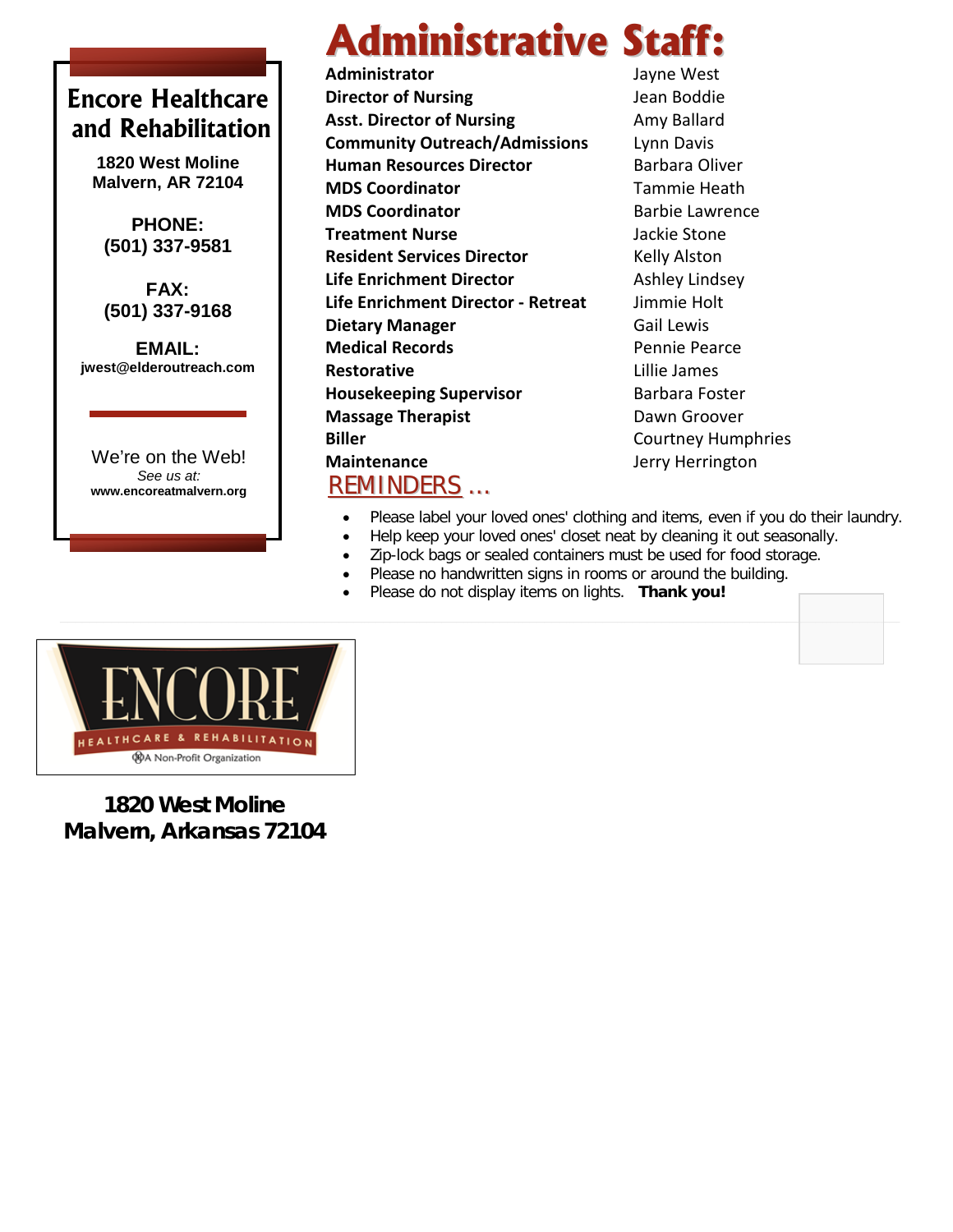## Encore Healthcare and Rehabilitation

**1820 West Moline**
**Malvern, AR 72104**

**PHONE:**
**(501) 337-9581**

**FAX:**
**(501) 337-9168**

**EMAIL:**
**jwest@elderoutreach.com**

We're on the Web!
*See us at:*
**www.encoreatmalvern.org**

# Administrative Staff:

| | |
|---|---|
| **Administrator** | Jayne West |
| **Director of Nursing** | Jean Boddie |
| **Asst. Director of Nursing** | Amy Ballard |
| **Community Outreach/Admissions** | Lynn Davis |
| **Human Resources Director** | Barbara Oliver |
| **MDS Coordinator** | Tammie Heath |
| **MDS Coordinator** | Barbie Lawrence |
| **Treatment Nurse** | Jackie Stone |
| **Resident Services Director** | Kelly Alston |
| **Life Enrichment Director** | Ashley Lindsey |
| **Life Enrichment Director - Retreat** | Jimmie Holt |
| **Dietary Manager** | Gail Lewis |
| **Medical Records** | Pennie Pearce |
| **Restorative** | Lillie James |
| **Housekeeping Supervisor** | Barbara Foster |
| **Massage Therapist** | Dawn Groover |
| **Biller** | Courtney Humphries |
| **Maintenance** | Jerry Herrington |

## REMINDERS ...

- Please label your loved ones' clothing and items, even if you do their laundry.
- Help keep your loved ones' closet neat by cleaning it out seasonally.
- Zip-lock bags or sealed containers must be used for food storage.
- Please no handwritten signs in rooms or around the building.
- Please do not display items on lights. **Thank you!**

ENCORE
HEALTHCARE & REHABILITATION
A Non-Profit Organization

**1820 West Moline**
**Malvern, Arkansas 72104**